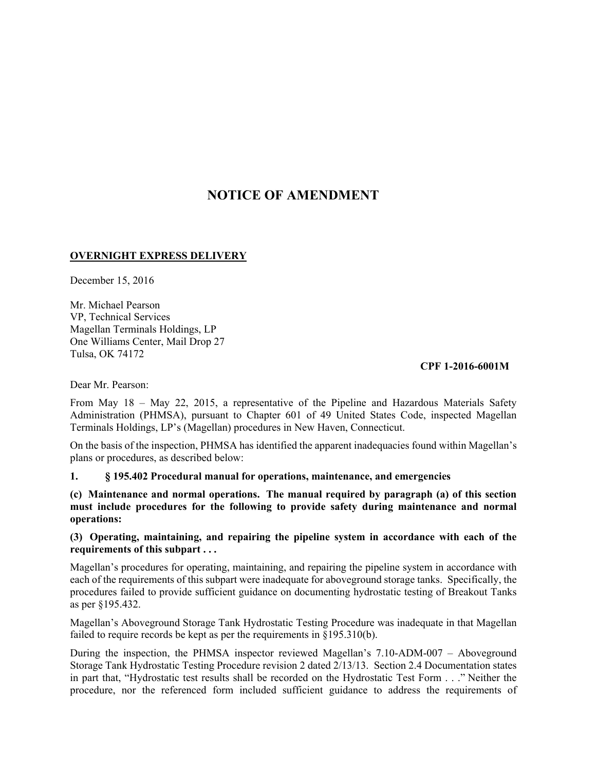# NOTICE OF AMENDMENT

**OVERNIGHT EXPRESS DELIVERY**

December 15, 2016

Mr. Michael Pearson
VP, Technical Services
Magellan Terminals Holdings, LP
One Williams Center, Mail Drop 27
Tulsa, OK 74172

**CPF 1-2016-6001M**

Dear Mr. Pearson:

From May 18 – May 22, 2015, a representative of the Pipeline and Hazardous Materials Safety Administration (PHMSA), pursuant to Chapter 601 of 49 United States Code, inspected Magellan Terminals Holdings, LP's (Magellan) procedures in New Haven, Connecticut.

On the basis of the inspection, PHMSA has identified the apparent inadequacies found within Magellan's plans or procedures, as described below:

**1. § 195.402 Procedural manual for operations, maintenance, and emergencies**

**(c) Maintenance and normal operations. The manual required by paragraph (a) of this section must include procedures for the following to provide safety during maintenance and normal operations:**

**(3) Operating, maintaining, and repairing the pipeline system in accordance with each of the requirements of this subpart . . .**

Magellan's procedures for operating, maintaining, and repairing the pipeline system in accordance with each of the requirements of this subpart were inadequate for aboveground storage tanks. Specifically, the procedures failed to provide sufficient guidance on documenting hydrostatic testing of Breakout Tanks as per §195.432.

Magellan's Aboveground Storage Tank Hydrostatic Testing Procedure was inadequate in that Magellan failed to require records be kept as per the requirements in §195.310(b).

During the inspection, the PHMSA inspector reviewed Magellan's 7.10-ADM-007 – Aboveground Storage Tank Hydrostatic Testing Procedure revision 2 dated 2/13/13. Section 2.4 Documentation states in part that, "Hydrostatic test results shall be recorded on the Hydrostatic Test Form . . ." Neither the procedure, nor the referenced form included sufficient guidance to address the requirements of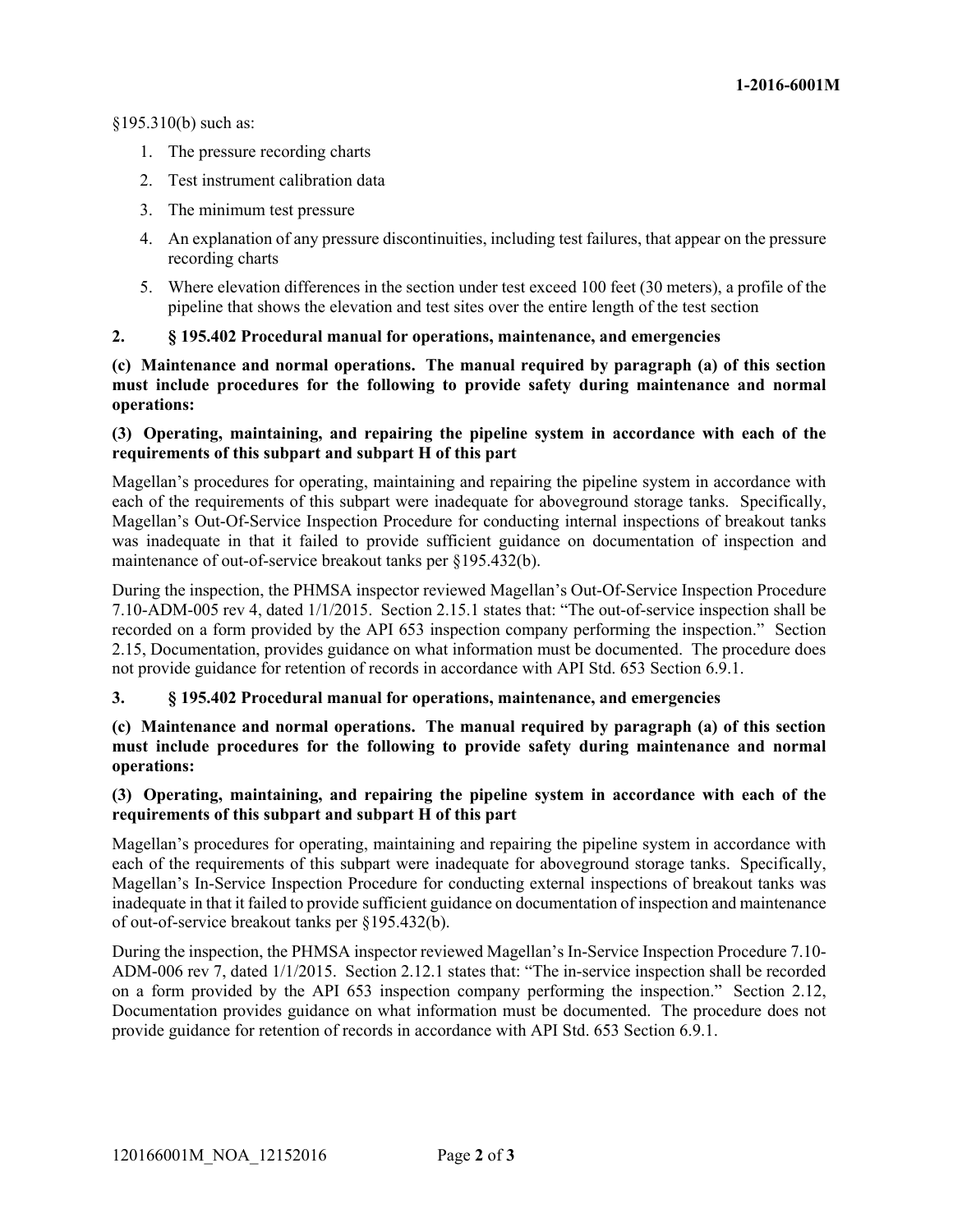§195.310(b) such as:

1. The pressure recording charts
2. Test instrument calibration data
3. The minimum test pressure
4. An explanation of any pressure discontinuities, including test failures, that appear on the pressure recording charts
5. Where elevation differences in the section under test exceed 100 feet (30 meters), a profile of the pipeline that shows the elevation and test sites over the entire length of the test section

**2. § 195.402 Procedural manual for operations, maintenance, and emergencies**

**(c) Maintenance and normal operations. The manual required by paragraph (a) of this section must include procedures for the following to provide safety during maintenance and normal operations:**

**(3) Operating, maintaining, and repairing the pipeline system in accordance with each of the requirements of this subpart and subpart H of this part**

Magellan's procedures for operating, maintaining and repairing the pipeline system in accordance with each of the requirements of this subpart were inadequate for aboveground storage tanks. Specifically, Magellan's Out-Of-Service Inspection Procedure for conducting internal inspections of breakout tanks was inadequate in that it failed to provide sufficient guidance on documentation of inspection and maintenance of out-of-service breakout tanks per §195.432(b).

During the inspection, the PHMSA inspector reviewed Magellan's Out-Of-Service Inspection Procedure 7.10-ADM-005 rev 4, dated 1/1/2015. Section 2.15.1 states that: "The out-of-service inspection shall be recorded on a form provided by the API 653 inspection company performing the inspection." Section 2.15, Documentation, provides guidance on what information must be documented. The procedure does not provide guidance for retention of records in accordance with API Std. 653 Section 6.9.1.

**3. § 195.402 Procedural manual for operations, maintenance, and emergencies**

**(c) Maintenance and normal operations. The manual required by paragraph (a) of this section must include procedures for the following to provide safety during maintenance and normal operations:**

**(3) Operating, maintaining, and repairing the pipeline system in accordance with each of the requirements of this subpart and subpart H of this part**

Magellan's procedures for operating, maintaining and repairing the pipeline system in accordance with each of the requirements of this subpart were inadequate for aboveground storage tanks. Specifically, Magellan's In-Service Inspection Procedure for conducting external inspections of breakout tanks was inadequate in that it failed to provide sufficient guidance on documentation of inspection and maintenance of out-of-service breakout tanks per §195.432(b).

During the inspection, the PHMSA inspector reviewed Magellan's In-Service Inspection Procedure 7.10-ADM-006 rev 7, dated 1/1/2015. Section 2.12.1 states that: "The in-service inspection shall be recorded on a form provided by the API 653 inspection company performing the inspection." Section 2.12, Documentation provides guidance on what information must be documented. The procedure does not provide guidance for retention of records in accordance with API Std. 653 Section 6.9.1.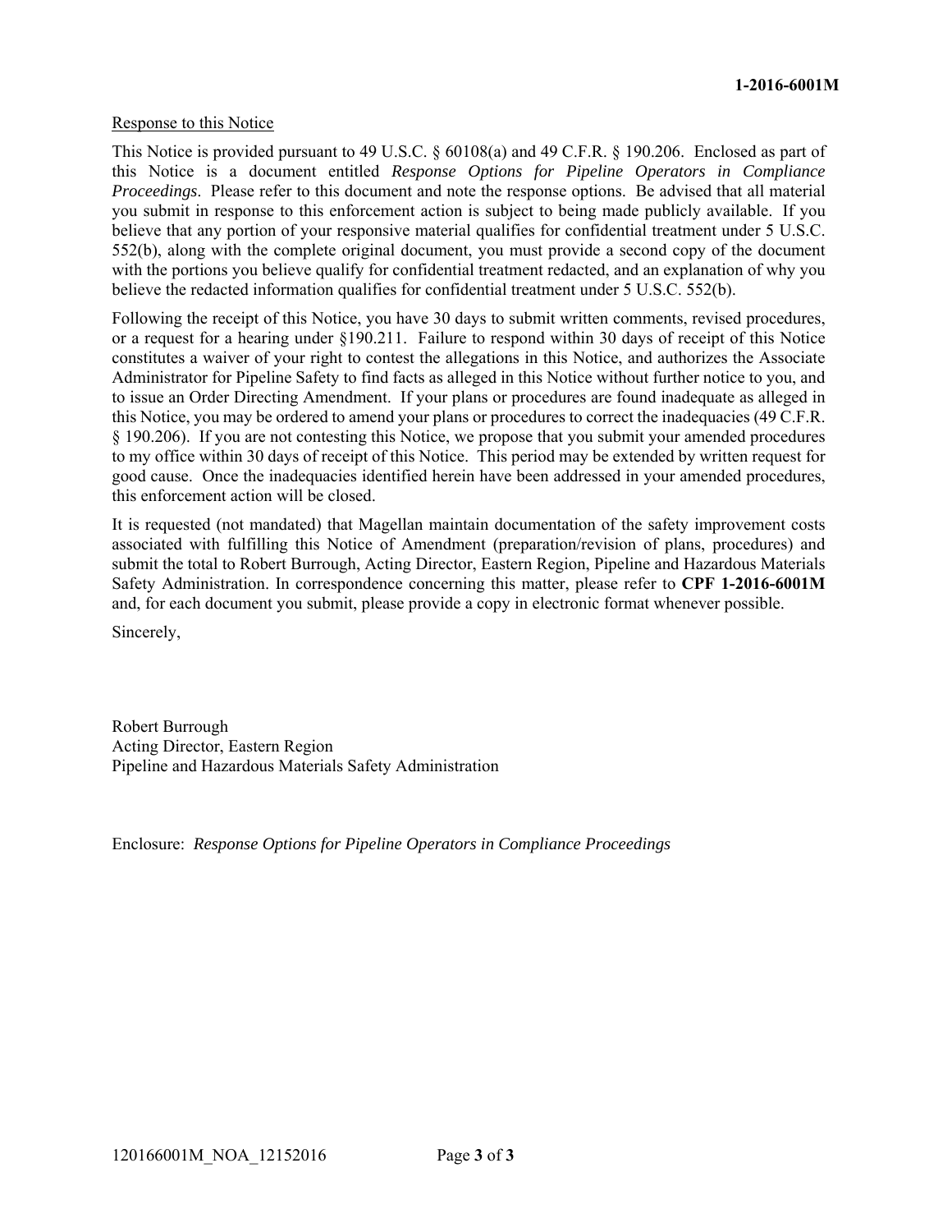Response to this Notice

This Notice is provided pursuant to 49 U.S.C. § 60108(a) and 49 C.F.R. § 190.206. Enclosed as part of this Notice is a document entitled *Response Options for Pipeline Operators in Compliance Proceedings*. Please refer to this document and note the response options. Be advised that all material you submit in response to this enforcement action is subject to being made publicly available. If you believe that any portion of your responsive material qualifies for confidential treatment under 5 U.S.C. 552(b), along with the complete original document, you must provide a second copy of the document with the portions you believe qualify for confidential treatment redacted, and an explanation of why you believe the redacted information qualifies for confidential treatment under 5 U.S.C. 552(b).

Following the receipt of this Notice, you have 30 days to submit written comments, revised procedures, or a request for a hearing under §190.211. Failure to respond within 30 days of receipt of this Notice constitutes a waiver of your right to contest the allegations in this Notice, and authorizes the Associate Administrator for Pipeline Safety to find facts as alleged in this Notice without further notice to you, and to issue an Order Directing Amendment. If your plans or procedures are found inadequate as alleged in this Notice, you may be ordered to amend your plans or procedures to correct the inadequacies (49 C.F.R. § 190.206). If you are not contesting this Notice, we propose that you submit your amended procedures to my office within 30 days of receipt of this Notice. This period may be extended by written request for good cause. Once the inadequacies identified herein have been addressed in your amended procedures, this enforcement action will be closed.

It is requested (not mandated) that Magellan maintain documentation of the safety improvement costs associated with fulfilling this Notice of Amendment (preparation/revision of plans, procedures) and submit the total to Robert Burrough, Acting Director, Eastern Region, Pipeline and Hazardous Materials Safety Administration. In correspondence concerning this matter, please refer to **CPF 1-2016-6001M** and, for each document you submit, please provide a copy in electronic format whenever possible.

Sincerely,

Robert Burrough
Acting Director, Eastern Region
Pipeline and Hazardous Materials Safety Administration

Enclosure: *Response Options for Pipeline Operators in Compliance Proceedings*